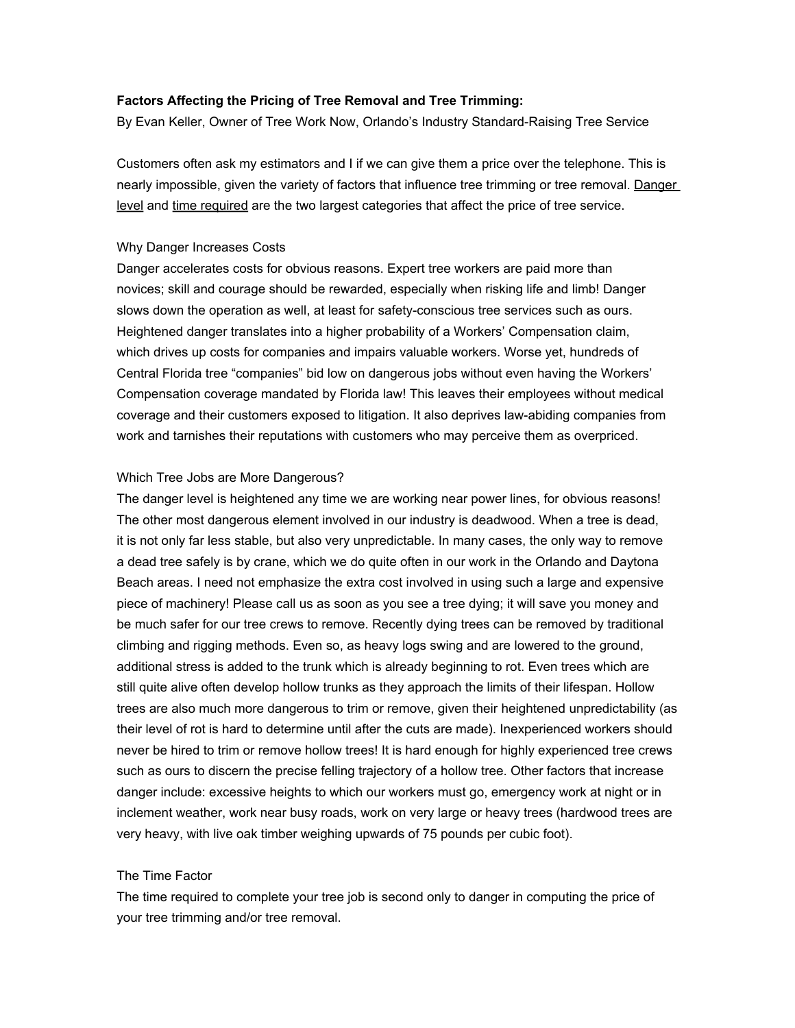**Factors Affecting the Pricing of Tree Removal and Tree Trimming:**

By Evan Keller, Owner of Tree Work Now, Orlando's Industry Standard-Raising Tree Service

Customers often ask my estimators and I if we can give them a price over the telephone. This is nearly impossible, given the variety of factors that influence tree trimming or tree removal. <u>Danger level</u> and <u>time required</u> are the two largest categories that affect the price of tree service.

Why Danger Increases Costs

Danger accelerates costs for obvious reasons. Expert tree workers are paid more than novices; skill and courage should be rewarded, especially when risking life and limb! Danger slows down the operation as well, at least for safety-conscious tree services such as ours. Heightened danger translates into a higher probability of a Workers' Compensation claim, which drives up costs for companies and impairs valuable workers. Worse yet, hundreds of Central Florida tree "companies" bid low on dangerous jobs without even having the Workers' Compensation coverage mandated by Florida law! This leaves their employees without medical coverage and their customers exposed to litigation. It also deprives law-abiding companies from work and tarnishes their reputations with customers who may perceive them as overpriced.

Which Tree Jobs are More Dangerous?

The danger level is heightened any time we are working near power lines, for obvious reasons! The other most dangerous element involved in our industry is deadwood. When a tree is dead, it is not only far less stable, but also very unpredictable. In many cases, the only way to remove a dead tree safely is by crane, which we do quite often in our work in the Orlando and Daytona Beach areas. I need not emphasize the extra cost involved in using such a large and expensive piece of machinery! Please call us as soon as you see a tree dying; it will save you money and be much safer for our tree crews to remove. Recently dying trees can be removed by traditional climbing and rigging methods. Even so, as heavy logs swing and are lowered to the ground, additional stress is added to the trunk which is already beginning to rot. Even trees which are still quite alive often develop hollow trunks as they approach the limits of their lifespan. Hollow trees are also much more dangerous to trim or remove, given their heightened unpredictability (as their level of rot is hard to determine until after the cuts are made). Inexperienced workers should never be hired to trim or remove hollow trees! It is hard enough for highly experienced tree crews such as ours to discern the precise felling trajectory of a hollow tree. Other factors that increase danger include: excessive heights to which our workers must go, emergency work at night or in inclement weather, work near busy roads, work on very large or heavy trees (hardwood trees are very heavy, with live oak timber weighing upwards of 75 pounds per cubic foot).

The Time Factor

The time required to complete your tree job is second only to danger in computing the price of your tree trimming and/or tree removal.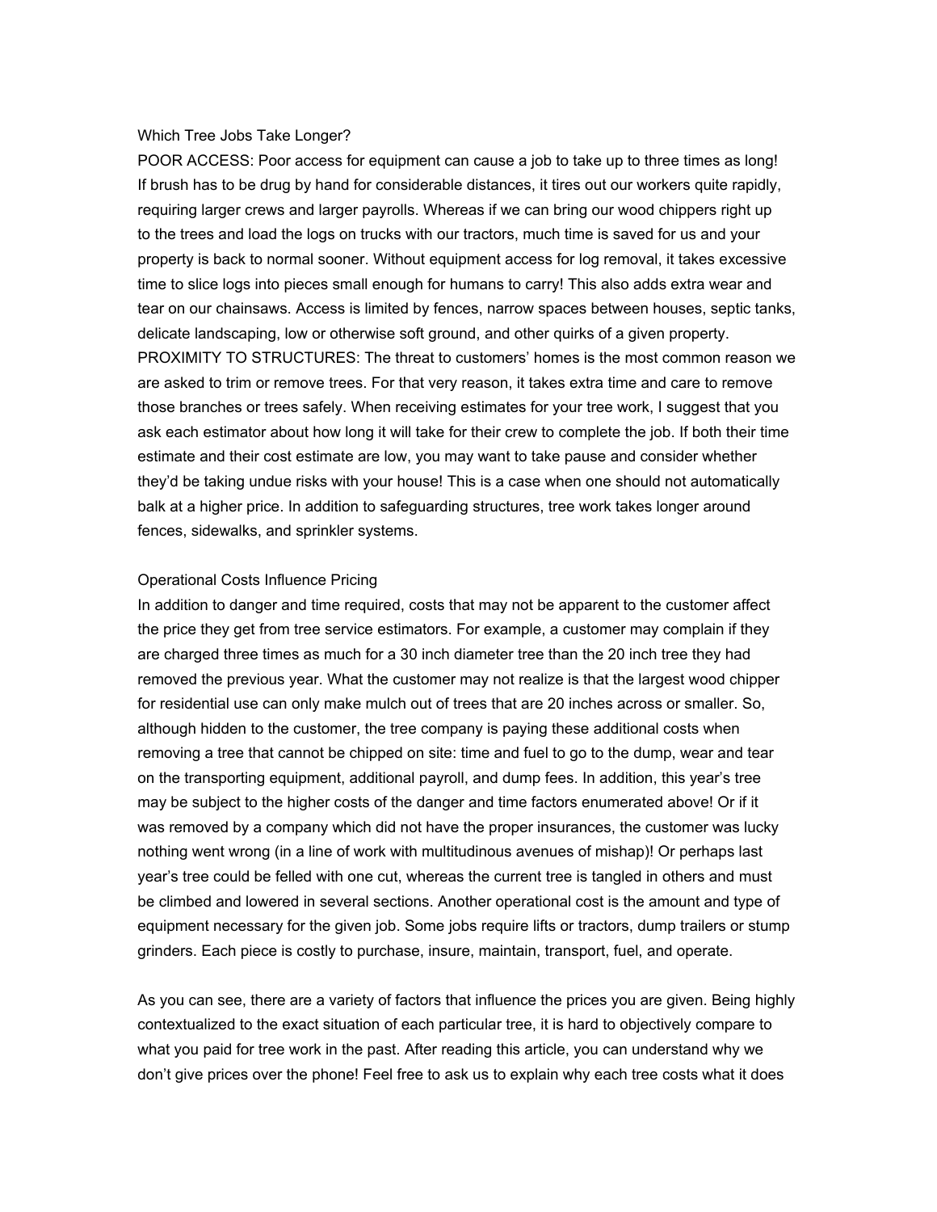## Which Tree Jobs Take Longer?

POOR ACCESS: Poor access for equipment can cause a job to take up to three times as long! If brush has to be drug by hand for considerable distances, it tires out our workers quite rapidly, requiring larger crews and larger payrolls. Whereas if we can bring our wood chippers right up to the trees and load the logs on trucks with our tractors, much time is saved for us and your property is back to normal sooner. Without equipment access for log removal, it takes excessive time to slice logs into pieces small enough for humans to carry! This also adds extra wear and tear on our chainsaws. Access is limited by fences, narrow spaces between houses, septic tanks, delicate landscaping, low or otherwise soft ground, and other quirks of a given property.

PROXIMITY TO STRUCTURES: The threat to customers' homes is the most common reason we are asked to trim or remove trees. For that very reason, it takes extra time and care to remove those branches or trees safely. When receiving estimates for your tree work, I suggest that you ask each estimator about how long it will take for their crew to complete the job. If both their time estimate and their cost estimate are low, you may want to take pause and consider whether they'd be taking undue risks with your house! This is a case when one should not automatically balk at a higher price. In addition to safeguarding structures, tree work takes longer around fences, sidewalks, and sprinkler systems.

## Operational Costs Influence Pricing

In addition to danger and time required, costs that may not be apparent to the customer affect the price they get from tree service estimators. For example, a customer may complain if they are charged three times as much for a 30 inch diameter tree than the 20 inch tree they had removed the previous year. What the customer may not realize is that the largest wood chipper for residential use can only make mulch out of trees that are 20 inches across or smaller. So, although hidden to the customer, the tree company is paying these additional costs when removing a tree that cannot be chipped on site: time and fuel to go to the dump, wear and tear on the transporting equipment, additional payroll, and dump fees. In addition, this year's tree may be subject to the higher costs of the danger and time factors enumerated above! Or if it was removed by a company which did not have the proper insurances, the customer was lucky nothing went wrong (in a line of work with multitudinous avenues of mishap)! Or perhaps last year's tree could be felled with one cut, whereas the current tree is tangled in others and must be climbed and lowered in several sections. Another operational cost is the amount and type of equipment necessary for the given job. Some jobs require lifts or tractors, dump trailers or stump grinders. Each piece is costly to purchase, insure, maintain, transport, fuel, and operate.

As you can see, there are a variety of factors that influence the prices you are given. Being highly contextualized to the exact situation of each particular tree, it is hard to objectively compare to what you paid for tree work in the past. After reading this article, you can understand why we don't give prices over the phone! Feel free to ask us to explain why each tree costs what it does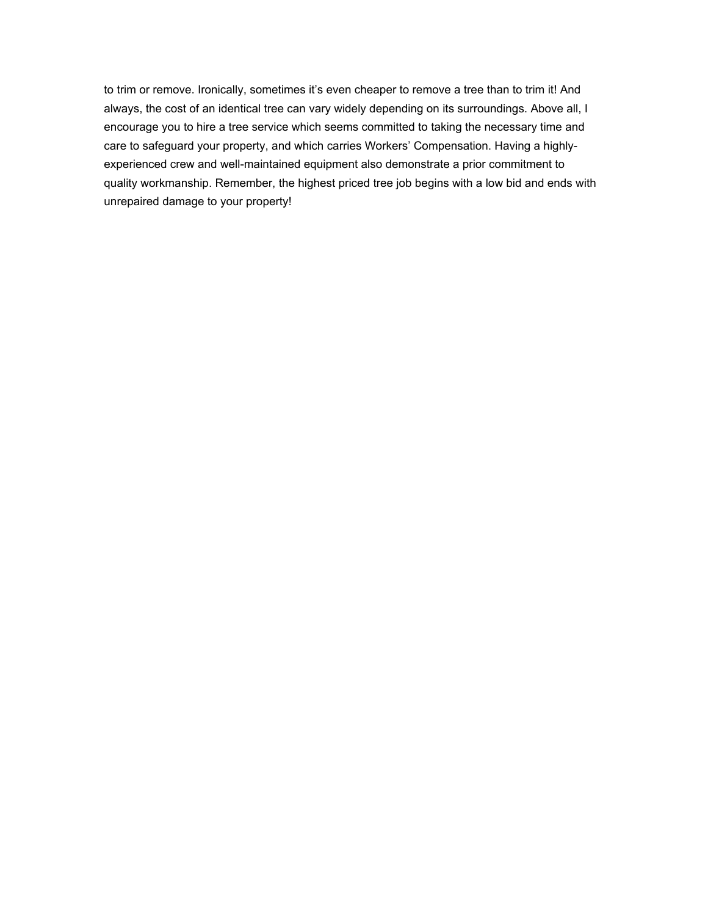to trim or remove. Ironically, sometimes it's even cheaper to remove a tree than to trim it! And always, the cost of an identical tree can vary widely depending on its surroundings. Above all, I encourage you to hire a tree service which seems committed to taking the necessary time and care to safeguard your property, and which carries Workers' Compensation. Having a highly-experienced crew and well-maintained equipment also demonstrate a prior commitment to quality workmanship. Remember, the highest priced tree job begins with a low bid and ends with unrepaired damage to your property!